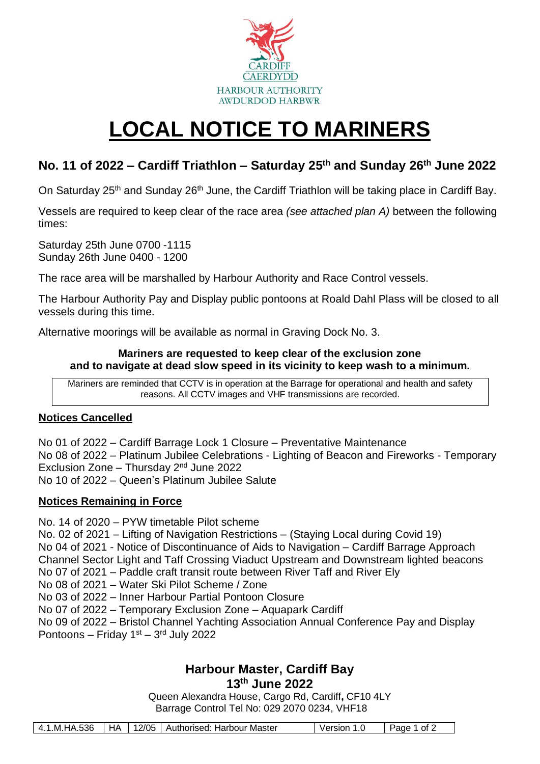CARDIFF
CAERDYDD
HARBOUR AUTHORITY
AWDURDOD HARBWR

# LOCAL NOTICE TO MARINERS

## No. 11 of 2022 – Cardiff Triathlon – Saturday 25th and Sunday 26th June 2022

On Saturday 25th and Sunday 26th June, the Cardiff Triathlon will be taking place in Cardiff Bay.

Vessels are required to keep clear of the race area *(see attached plan A)* between the following times:

Saturday 25th June 0700 -1115
Sunday 26th June 0400 - 1200

The race area will be marshalled by Harbour Authority and Race Control vessels.

The Harbour Authority Pay and Display public pontoons at Roald Dahl Plass will be closed to all vessels during this time.

Alternative moorings will be available as normal in Graving Dock No. 3.

**Mariners are requested to keep clear of the exclusion zone and to navigate at dead slow speed in its vicinity to keep wash to a minimum.**

Mariners are reminded that CCTV is in operation at the Barrage for operational and health and safety reasons. All CCTV images and VHF transmissions are recorded.

### Notices Cancelled

No 01 of 2022 – Cardiff Barrage Lock 1 Closure – Preventative Maintenance
No 08 of 2022 – Platinum Jubilee Celebrations - Lighting of Beacon and Fireworks - Temporary Exclusion Zone – Thursday 2nd June 2022
No 10 of 2022 – Queen's Platinum Jubilee Salute

### Notices Remaining in Force

No. 14 of 2020 – PYW timetable Pilot scheme
No. 02 of 2021 – Lifting of Navigation Restrictions – (Staying Local during Covid 19)
No 04 of 2021 - Notice of Discontinuance of Aids to Navigation – Cardiff Barrage Approach Channel Sector Light and Taff Crossing Viaduct Upstream and Downstream lighted beacons
No 07 of 2021 – Paddle craft transit route between River Taff and River Ely
No 08 of 2021 – Water Ski Pilot Scheme / Zone
No 03 of 2022 – Inner Harbour Partial Pontoon Closure
No 07 of 2022 – Temporary Exclusion Zone – Aquapark Cardiff
No 09 of 2022 – Bristol Channel Yachting Association Annual Conference Pay and Display Pontoons – Friday 1st – 3rd July 2022

**Harbour Master, Cardiff Bay**
**13th June 2022**
Queen Alexandra House, Cargo Rd, Cardiff, CF10 4LY
Barrage Control Tel No: 029 2070 0234, VHF18

| 4.1.M.HA.536 | HA | 12/05 | Authorised: Harbour Master | Version 1.0 |
| --- | --- | --- | --- | --- |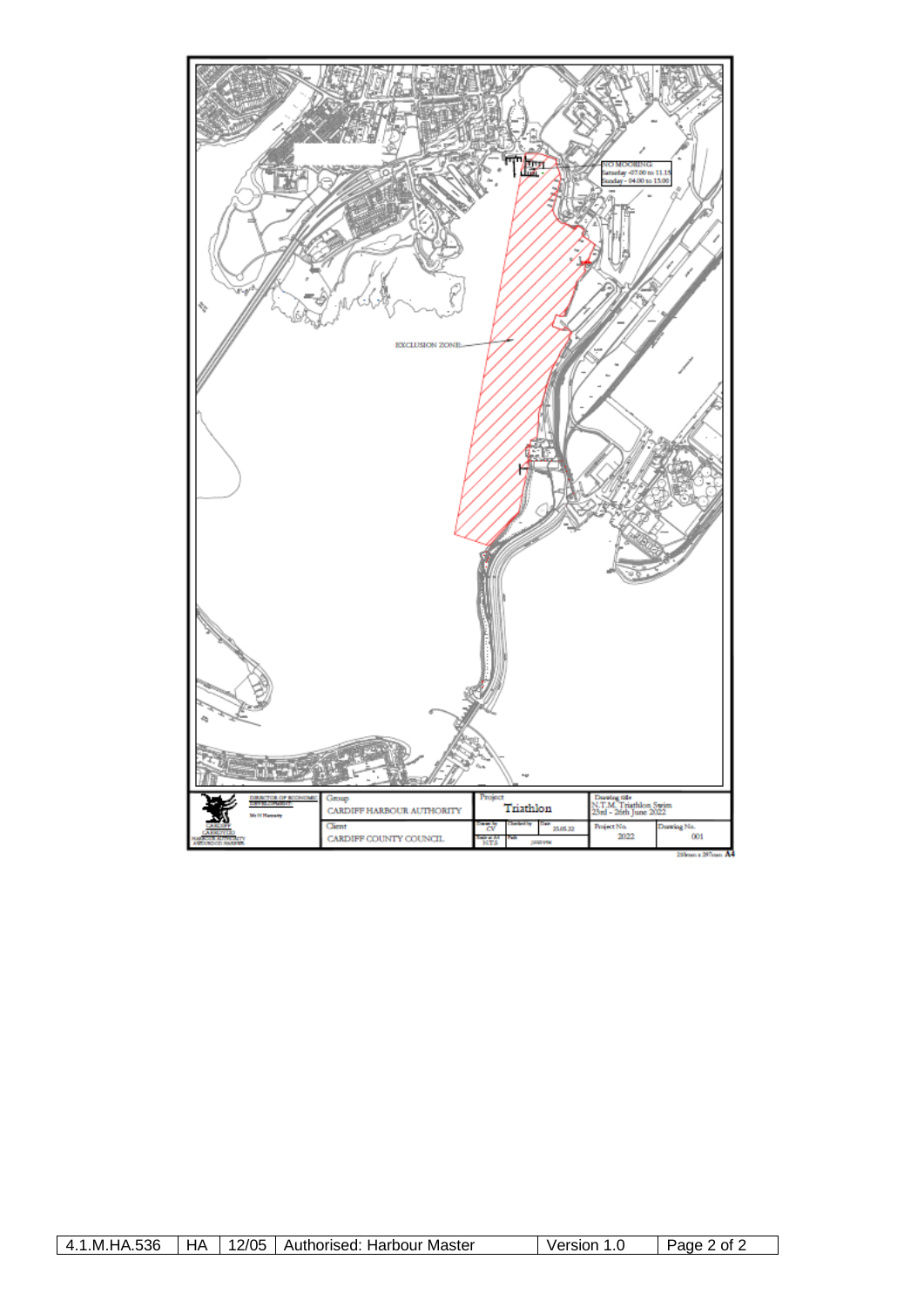NO MOORING:
Saturday -07.00 to 11.15
Sunday - 04.00 to 13.00

EXCLUSION ZONE

| | | | | |
|---|---|---|---|---|
| DIRECTOR OF ECONOMIC DEVELOPMENT Mr N Hanratty | Group: CARDIFF HARBOUR AUTHORITY | Project: Triathlon | Drawing title: N.T.M. Triathlon Swim 23rd - 26th June 2022 | |
| CARDIFF HARBOUR AUTHORITY | Client: CARDIFF COUNTY COUNCIL | Drawn by: CV / Checked by / Date: 25.05.22 / Scale at A4: N.T.S. / Path | Project No. 2022 | Drawing No. 001 |

210mm x 297mm A4